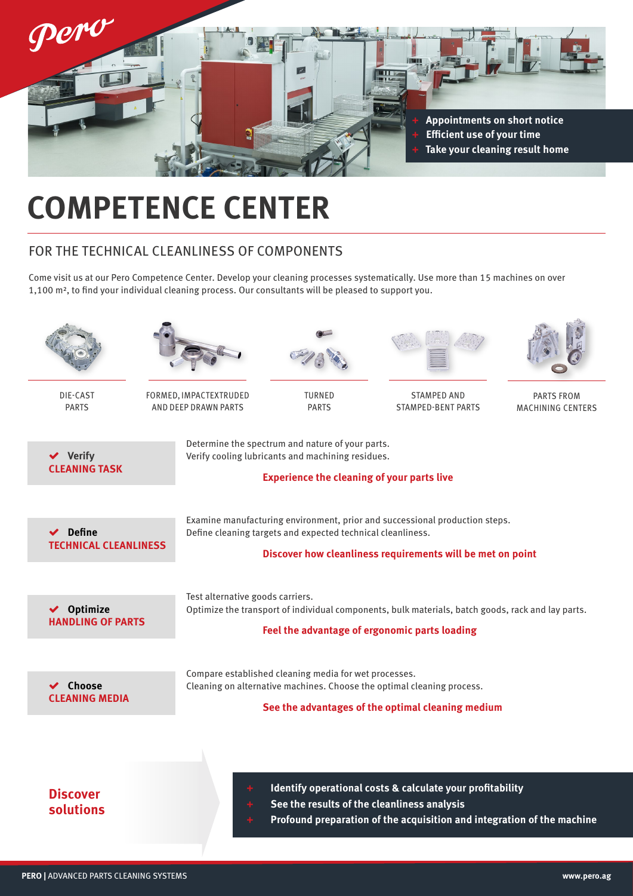- Appointments on short notice
- Efficient use of your time
- Take your cleaning result home

# COMPETENCE CENTER

## FOR THE TECHNICAL CLEANLINESS OF COMPONENTS

Come visit us at our Pero Competence Center. Develop your cleaning processes systematically. Use more than 15 machines on over 1,100 m², to find your individual cleaning process. Our consultants will be pleased to support you.

DIE-CAST PARTS

FORMED, IMPACTEXTRUDED AND DEEP DRAWN PARTS

TURNED PARTS

STAMPED AND STAMPED-BENT PARTS

PARTS FROM MACHINING CENTERS

**✔ Verify CLEANING TASK**

Determine the spectrum and nature of your parts.
Verify cooling lubricants and machining residues.

**Experience the cleaning of your parts live**

**✔ Define TECHNICAL CLEANLINESS**

Examine manufacturing environment, prior and successional production steps.
Define cleaning targets and expected technical cleanliness.

**Discover how cleanliness requirements will be met on point**

**✔ Optimize HANDLING OF PARTS**

Test alternative goods carriers.
Optimize the transport of individual components, bulk materials, batch goods, rack and lay parts.

**Feel the advantage of ergonomic parts loading**

**✔ Choose CLEANING MEDIA**

Compare established cleaning media for wet processes.
Cleaning on alternative machines. Choose the optimal cleaning process.

**See the advantages of the optimal cleaning medium**

**Discover solutions**

- **Identify operational costs & calculate your profitability**
- **See the results of the cleanliness analysis**
- **Profound preparation of the acquisition and integration of the machine**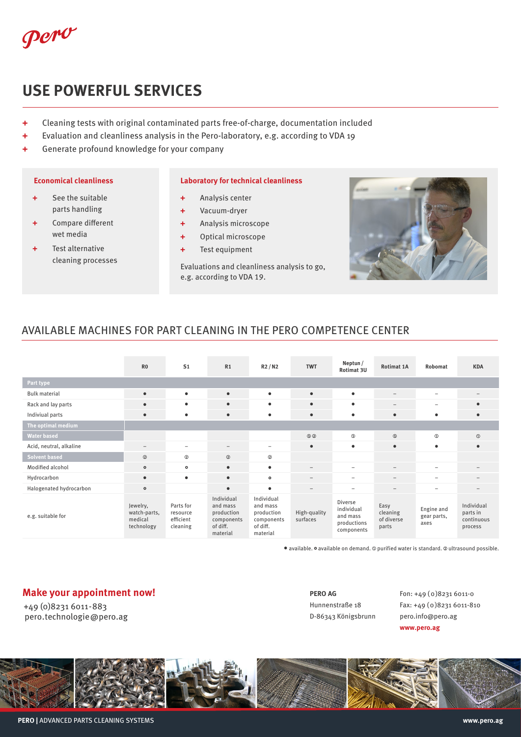# USE POWERFUL SERVICES

- Cleaning tests with original contaminated parts free-of-charge, documentation included
- Evaluation and cleanliness analysis in the Pero-laboratory, e.g. according to VDA 19
- Generate profound knowledge for your company

### Economical cleanliness

- See the suitable parts handling
- Compare different wet media
- Test alternative cleaning processes

### Laboratory for technical cleanliness

- Analysis center
- Vacuum-dryer
- Analysis microscope
- Optical microscope
- Test equipment

Evaluations and cleanliness analysis to go, e.g. according to VDA 19.

## AVAILABLE MACHINES FOR PART CLEANING IN THE PERO COMPETENCE CENTER

| | R0 | S1 | R1 | R2 / N2 | TWT | Neptun / Rotimat 3U | Rotimat 1A | Robomat | KDA |
|---|---|---|---|---|---|---|---|---|---|
| **Part type** | | | | | | | | | |
| Bulk material | ● | ● | ● | ● | ● | ● | – | – | – |
| Rack and lay parts | ● | ● | ● | ● | ● | ● | – | – | ● |
| Indiviual parts | ● | ● | ● | ● | ● | ● | ● | ● | ● |
| **The optimal medium** | | | | | | | | | |
| **Water based** | | | | | ① ② | ① | ① | ① | ① |
| Acid, neutral, alkaline | – | – | – | – | ● | ● | ● | ● | ● |
| **Solvent based** | ② | ② | ② | ② | | | | | |
| Modified alcohol | ○ | ○ | ● | ● | – | – | – | – | – |
| Hydrocarbon | ● | ● | ● | ○ | – | – | – | – | – |
| Halogenated hydrocarbon | ○ | | ● | ● | – | – | – | – | – |
| e.g. suitable for | Jewelry, watch-parts, medical technology | Parts for resource efficient cleaning | Individual and mass production components of diff. material | Individual and mass production components of diff. material | High-quality surfaces | Diverse individual and mass productions components | Easy cleaning of diverse parts | Engine and gear parts, axes | Individual parts in continuous process |

● available. ○ available on demand. ① purified water is standard. ② ultrasound possible.

## Make your appointment now!

+49 (0)8231 6011-883
pero.technologie@pero.ag

**PERO AG**
Hunnenstraße 18
D-86343 Königsbrunn

Fon: +49 (0)8231 6011-0
Fax: +49 (0)8231 6011-810
pero.info@pero.ag
**www.pero.ag**

**PERO** | ADVANCED PARTS CLEANING SYSTEMS

**www.pero.ag**